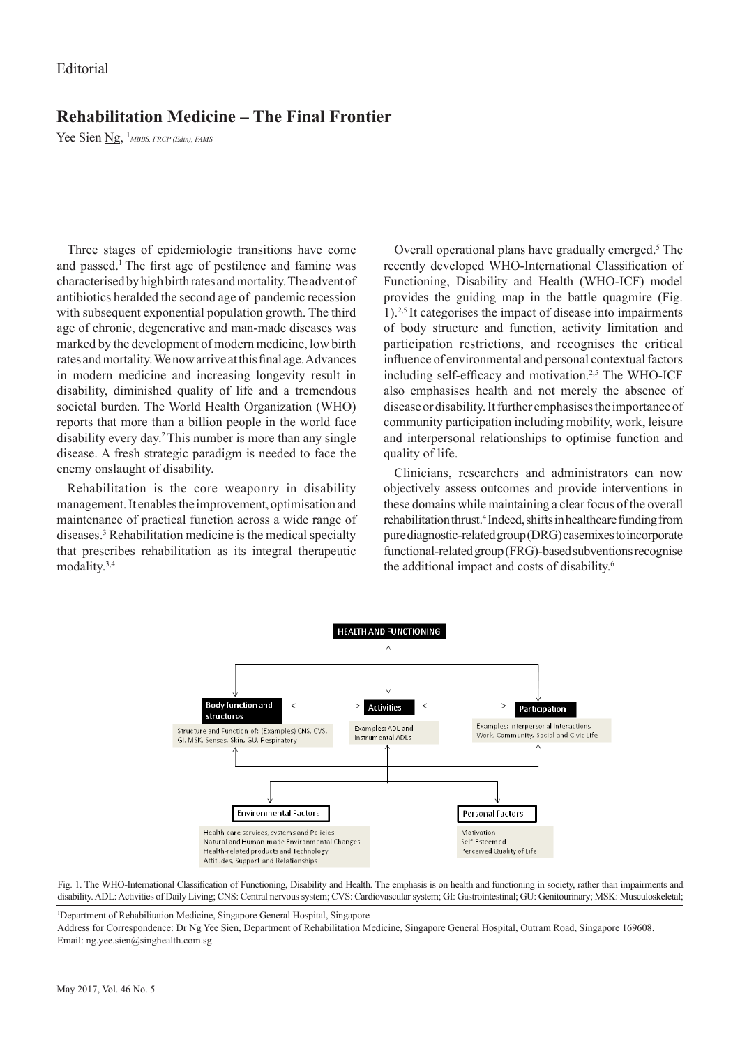Editorial

# Rehabilitation Medicine – The Final Frontier

Yee Sien Ng, [1]*MBBS, FRCP (Edin), FAMS*

Three stages of epidemiologic transitions have come and passed.[1] The first age of pestilence and famine was characterised by high birth rates and mortality. The advent of antibiotics heralded the second age of pandemic recession with subsequent exponential population growth. The third age of chronic, degenerative and man-made diseases was marked by the development of modern medicine, low birth rates and mortality. We now arrive at this final age. Advances in modern medicine and increasing longevity result in disability, diminished quality of life and a tremendous societal burden. The World Health Organization (WHO) reports that more than a billion people in the world face disability every day.[2] This number is more than any single disease. A fresh strategic paradigm is needed to face the enemy onslaught of disability.

Rehabilitation is the core weaponry in disability management. It enables the improvement, optimisation and maintenance of practical function across a wide range of diseases.[3] Rehabilitation medicine is the medical specialty that prescribes rehabilitation as its integral therapeutic modality.[3,4]

Overall operational plans have gradually emerged.[5] The recently developed WHO-International Classification of Functioning, Disability and Health (WHO-ICF) model provides the guiding map in the battle quagmire (Fig. 1).[2,5] It categorises the impact of disease into impairments of body structure and function, activity limitation and participation restrictions, and recognises the critical influence of environmental and personal contextual factors including self-efficacy and motivation.[2,5] The WHO-ICF also emphasises health and not merely the absence of disease or disability. It further emphasises the importance of community participation including mobility, work, leisure and interpersonal relationships to optimise function and quality of life.

Clinicians, researchers and administrators can now objectively assess outcomes and provide interventions in these domains while maintaining a clear focus of the overall rehabilitation thrust.[4] Indeed, shifts in healthcare funding from pure diagnostic-related group (DRG) casemixes to incorporate functional-related group (FRG)-based subventions recognise the additional impact and costs of disability.[6]

Fig. 1. The WHO-International Classification of Functioning, Disability and Health. The emphasis is on health and functioning in society, rather than impairments and disability. ADL: Activities of Daily Living; CNS: Central nervous system; CVS: Cardiovascular system; GI: Gastrointestinal; GU: Genitourinary; MSK: Musculoskeletal;

[1]Department of Rehabilitation Medicine, Singapore General Hospital, Singapore

Address for Correspondence: Dr Ng Yee Sien, Department of Rehabilitation Medicine, Singapore General Hospital, Outram Road, Singapore 169608.
Email: ng.yee.sien@singhealth.com.sg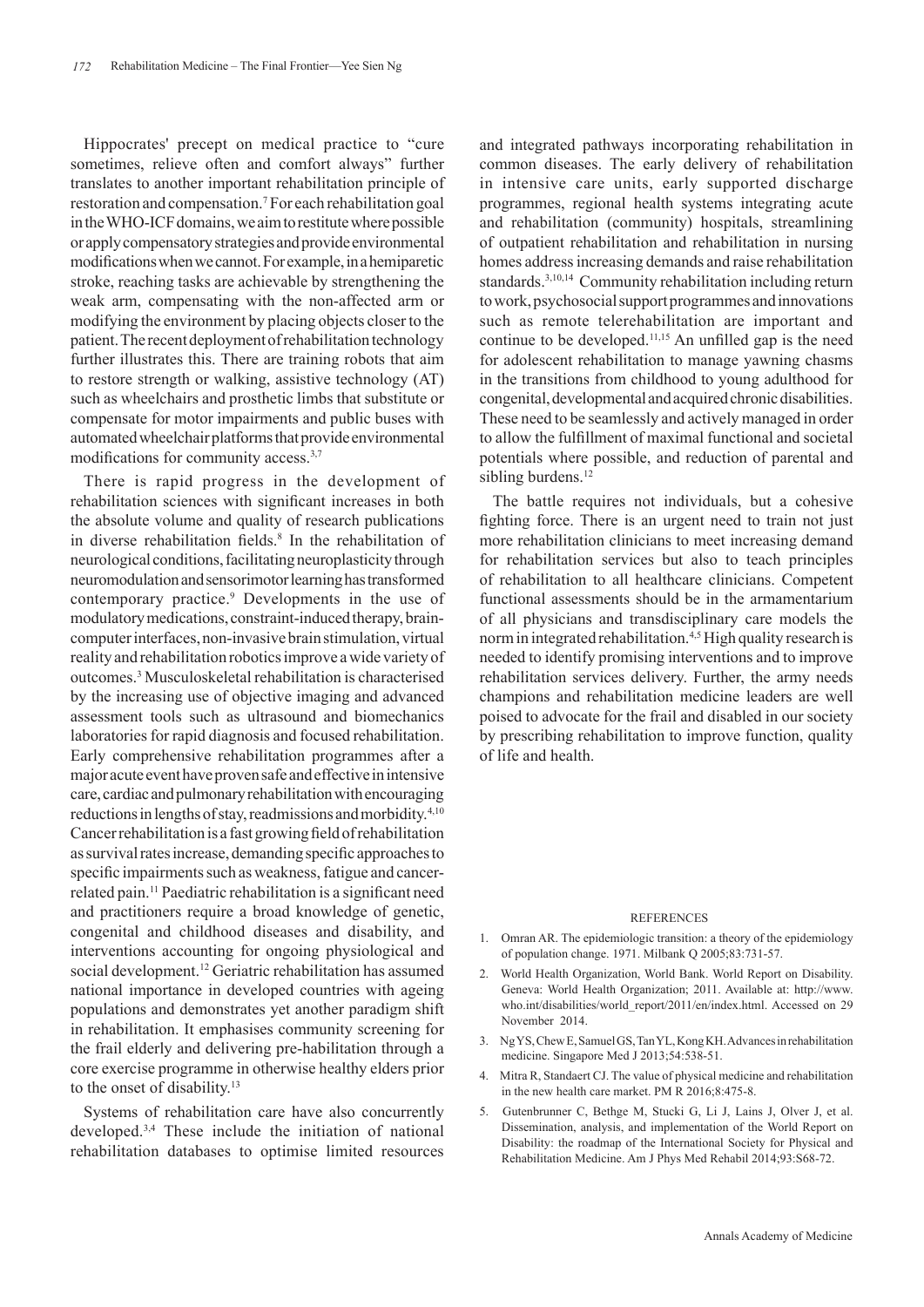Hippocrates' precept on medical practice to "cure sometimes, relieve often and comfort always" further translates to another important rehabilitation principle of restoration and compensation.[7] For each rehabilitation goal in the WHO-ICF domains, we aim to restitute where possible or apply compensatory strategies and provide environmental modifications when we cannot. For example, in a hemiparetic stroke, reaching tasks are achievable by strengthening the weak arm, compensating with the non-affected arm or modifying the environment by placing objects closer to the patient. The recent deployment of rehabilitation technology further illustrates this. There are training robots that aim to restore strength or walking, assistive technology (AT) such as wheelchairs and prosthetic limbs that substitute or compensate for motor impairments and public buses with automated wheelchair platforms that provide environmental modifications for community access.[3,7]

There is rapid progress in the development of rehabilitation sciences with significant increases in both the absolute volume and quality of research publications in diverse rehabilitation fields.[8] In the rehabilitation of neurological conditions, facilitating neuroplasticity through neuromodulation and sensorimotor learning has transformed contemporary practice.[9] Developments in the use of modulatory medications, constraint-induced therapy, brain-computer interfaces, non-invasive brain stimulation, virtual reality and rehabilitation robotics improve a wide variety of outcomes.[3] Musculoskeletal rehabilitation is characterised by the increasing use of objective imaging and advanced assessment tools such as ultrasound and biomechanics laboratories for rapid diagnosis and focused rehabilitation. Early comprehensive rehabilitation programmes after a major acute event have proven safe and effective in intensive care, cardiac and pulmonary rehabilitation with encouraging reductions in lengths of stay, readmissions and morbidity.[4,10] Cancer rehabilitation is a fast growing field of rehabilitation as survival rates increase, demanding specific approaches to specific impairments such as weakness, fatigue and cancer-related pain.[11] Paediatric rehabilitation is a significant need and practitioners require a broad knowledge of genetic, congenital and childhood diseases and disability, and interventions accounting for ongoing physiological and social development.[12] Geriatric rehabilitation has assumed national importance in developed countries with ageing populations and demonstrates yet another paradigm shift in rehabilitation. It emphasises community screening for the frail elderly and delivering pre-habilitation through a core exercise programme in otherwise healthy elders prior to the onset of disability.[13]

Systems of rehabilitation care have also concurrently developed.[3,4] These include the initiation of national rehabilitation databases to optimise limited resources and integrated pathways incorporating rehabilitation in common diseases. The early delivery of rehabilitation in intensive care units, early supported discharge programmes, regional health systems integrating acute and rehabilitation (community) hospitals, streamlining of outpatient rehabilitation and rehabilitation in nursing homes address increasing demands and raise rehabilitation standards.[3,10,14] Community rehabilitation including return to work, psychosocial support programmes and innovations such as remote telerehabilitation are important and continue to be developed.[11,15] An unfilled gap is the need for adolescent rehabilitation to manage yawning chasms in the transitions from childhood to young adulthood for congenital, developmental and acquired chronic disabilities. These need to be seamlessly and actively managed in order to allow the fulfillment of maximal functional and societal potentials where possible, and reduction of parental and sibling burdens.[12]

The battle requires not individuals, but a cohesive fighting force. There is an urgent need to train not just more rehabilitation clinicians to meet increasing demand for rehabilitation services but also to teach principles of rehabilitation to all healthcare clinicians. Competent functional assessments should be in the armamentarium of all physicians and transdisciplinary care models the norm in integrated rehabilitation.[4,5] High quality research is needed to identify promising interventions and to improve rehabilitation services delivery. Further, the army needs champions and rehabilitation medicine leaders are well poised to advocate for the frail and disabled in our society by prescribing rehabilitation to improve function, quality of life and health.

## REFERENCES

1. Omran AR. The epidemiologic transition: a theory of the epidemiology of population change. 1971. Milbank Q 2005;83:731-57.
2. World Health Organization, World Bank. World Report on Disability. Geneva: World Health Organization; 2011. Available at: http://www.who.int/disabilities/world_report/2011/en/index.html. Accessed on 29 November 2014.
3. Ng YS, Chew E, Samuel GS, Tan YL, Kong KH. Advances in rehabilitation medicine. Singapore Med J 2013;54:538-51.
4. Mitra R, Standaert CJ. The value of physical medicine and rehabilitation in the new health care market. PM R 2016;8:475-8.
5. Gutenbrunner C, Bethge M, Stucki G, Li J, Lains J, Olver J, et al. Dissemination, analysis, and implementation of the World Report on Disability: the roadmap of the International Society for Physical and Rehabilitation Medicine. Am J Phys Med Rehabil 2014;93:S68-72.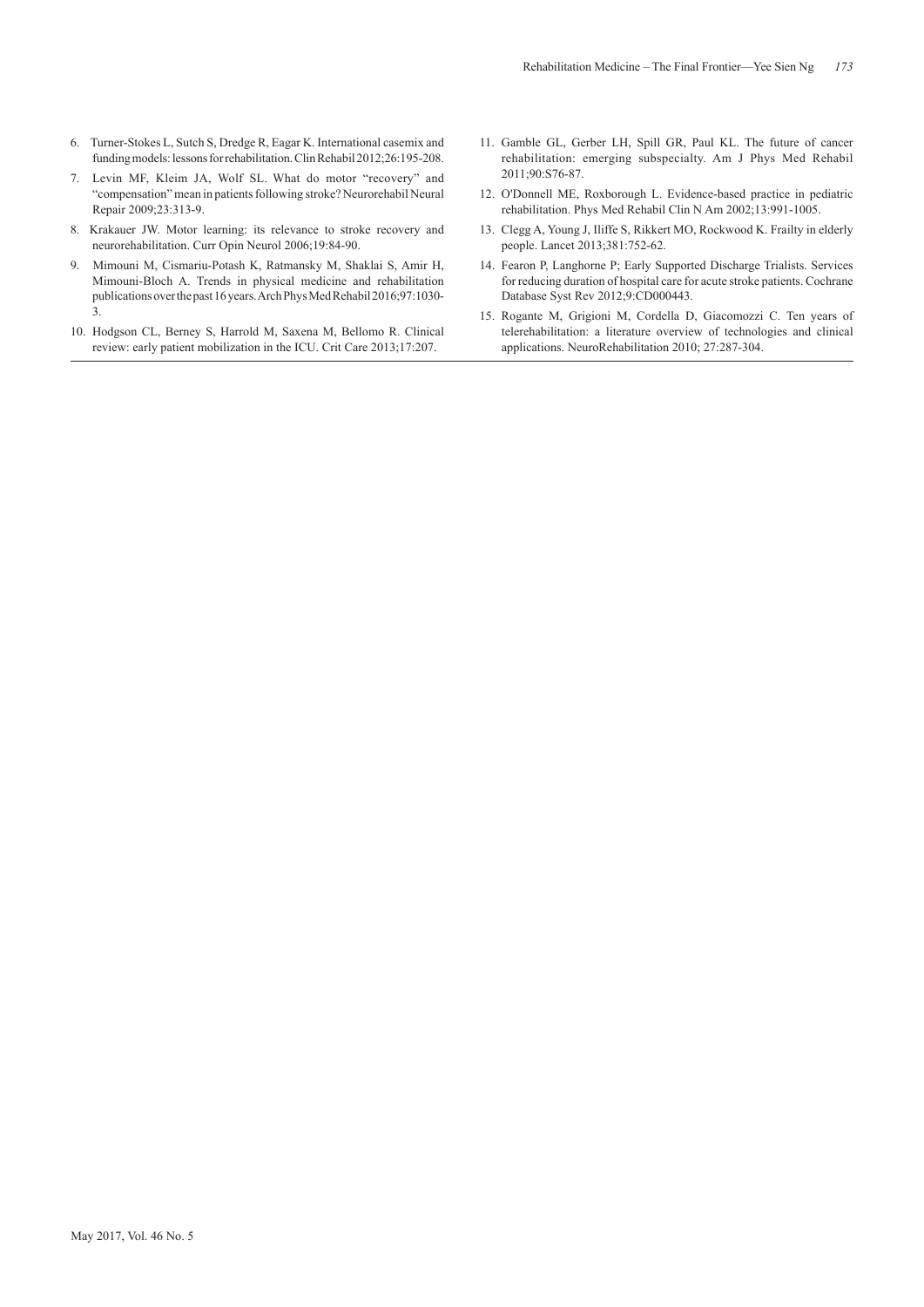6. Turner-Stokes L, Sutch S, Dredge R, Eagar K. International casemix and funding models: lessons for rehabilitation. Clin Rehabil 2012;26:195-208.
7. Levin MF, Kleim JA, Wolf SL. What do motor "recovery" and "compensation" mean in patients following stroke? Neurorehabil Neural Repair 2009;23:313-9.
8. Krakauer JW. Motor learning: its relevance to stroke recovery and neurorehabilitation. Curr Opin Neurol 2006;19:84-90.
9. Mimouni M, Cismariu-Potash K, Ratmansky M, Shaklai S, Amir H, Mimouni-Bloch A. Trends in physical medicine and rehabilitation publications over the past 16 years. Arch Phys Med Rehabil 2016;97:1030-3.
10. Hodgson CL, Berney S, Harrold M, Saxena M, Bellomo R. Clinical review: early patient mobilization in the ICU. Crit Care 2013;17:207.
11. Gamble GL, Gerber LH, Spill GR, Paul KL. The future of cancer rehabilitation: emerging subspecialty. Am J Phys Med Rehabil 2011;90:S76-87.
12. O'Donnell ME, Roxborough L. Evidence-based practice in pediatric rehabilitation. Phys Med Rehabil Clin N Am 2002;13:991-1005.
13. Clegg A, Young J, Iliffe S, Rikkert MO, Rockwood K. Frailty in elderly people. Lancet 2013;381:752-62.
14. Fearon P, Langhorne P; Early Supported Discharge Trialists. Services for reducing duration of hospital care for acute stroke patients. Cochrane Database Syst Rev 2012;9:CD000443.
15. Rogante M, Grigioni M, Cordella D, Giacomozzi C. Ten years of telerehabilitation: a literature overview of technologies and clinical applications. NeuroRehabilitation 2010; 27:287-304.